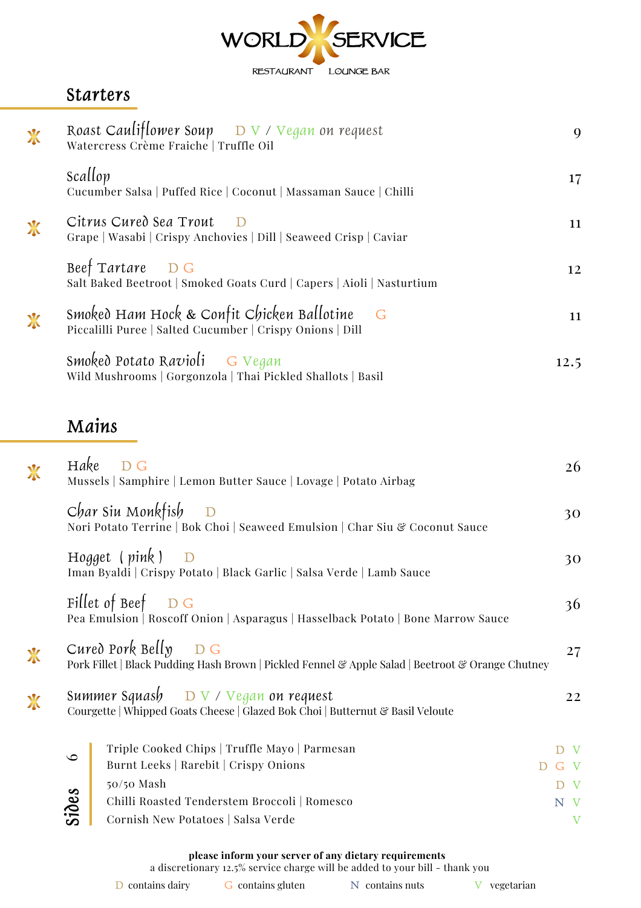# WORLD SERVICE

RESTAURANT LOUNGE BAR

## Starters

**Roast Cauliflower Soup** D V / Vegan on request — 9
Watercress Crème Fraiche | Truffle Oil

**Scallop** — 17
Cucumber Salsa | Puffed Rice | Coconut | Massaman Sauce | Chilli

**Citrus Cured Sea Trout** D — 11
Grape | Wasabi | Crispy Anchovies | Dill | Seaweed Crisp | Caviar

**Beef Tartare** D G — 12
Salt Baked Beetroot | Smoked Goats Curd | Capers | Aioli | Nasturtium

**Smoked Ham Hock & Confit Chicken Ballotine** G — 11
Piccalilli Puree | Salted Cucumber | Crispy Onions | Dill

**Smoked Potato Ravioli** G Vegan — 12.5
Wild Mushrooms | Gorgonzola | Thai Pickled Shallots | Basil

## Mains

**Hake** D G — 26
Mussels | Samphire | Lemon Butter Sauce | Lovage | Potato Airbag

**Char Siu Monkfish** D — 30
Nori Potato Terrine | Bok Choi | Seaweed Emulsion | Char Siu & Coconut Sauce

**Hogget ( pink )** D — 30
Iman Byaldi | Crispy Potato | Black Garlic | Salsa Verde | Lamb Sauce

**Fillet of Beef** D G — 36
Pea Emulsion | Roscoff Onion | Asparagus | Hasselback Potato | Bone Marrow Sauce

**Cured Pork Belly** D G — 27
Pork Fillet | Black Pudding Hash Brown | Pickled Fennel & Apple Salad | Beetroot & Orange Chutney

**Summer Squash** D V / Vegan on request — 22
Courgette | Whipped Goats Cheese | Glazed Bok Choi | Butternut & Basil Veloute

## Sides — 6

- Triple Cooked Chips | Truffle Mayo | Parmesan — D V
- Burnt Leeks | Rarebit | Crispy Onions — D G V
- 50/50 Mash — D V
- Chilli Roasted Tenderstem Broccoli | Romesco — N V
- Cornish New Potatoes | Salsa Verde — V

**please inform your server of any dietary requirements**
a discretionary 12.5% service charge will be added to your bill - thank you

D contains dairy G contains gluten N contains nuts V vegetarian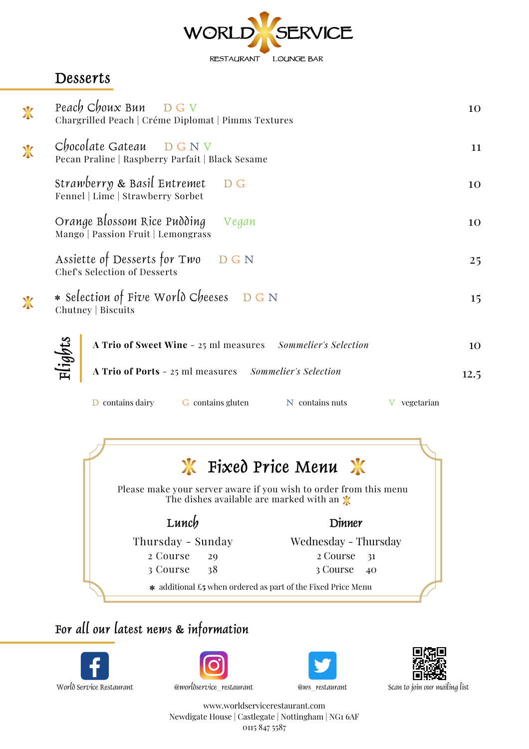# WORLD SERVICE

RESTAURANT LOUNGE BAR

## Desserts

| | | | |
|---|---|---|---|
| ✱ | **Peach Choux Bun** D G V<br>Chargrilled Peach \| Créme Diplomat \| Pimms Textures | | 10 |
| ✱ | **Chocolate Gateau** D G N V<br>Pecan Praline \| Raspberry Parfait \| Black Sesame | | 11 |
| | **Strawberry & Basil Entremet** D G<br>Fennel \| Lime \| Strawberry Sorbet | | 10 |
| | **Orange Blossom Rice Pudding** *Vegan*<br>Mango \| Passion Fruit \| Lemongrass | | 10 |
| | **Assiette of Desserts for Two** D G N<br>Chef's Selection of Desserts | | 25 |
| ✱ | **\* Selection of Five World Cheeses** D G N<br>Chutney \| Biscuits | | 15 |

### Flights

| | | |
|---|---|---|
| **A Trio of Sweet Wine** - 25 ml measures | *Sommelier's Selection* | 10 |
| **A Trio of Ports** - 25 ml measures | *Sommelier's Selection* | 12.5 |

D contains dairy    G contains gluten    N contains nuts    V vegetarian

## Fixed Price Menu

Please make your server aware if you wish to order from this menu
The dishes available are marked with an ✱

| Lunch | | Dinner | |
|---|---|---|---|
| Thursday - Sunday | | Wednesday - Thursday | |
| 2 Course | 29 | 2 Course | 31 |
| 3 Course | 38 | 3 Course | 40 |

\* additional £5 when ordered as part of the Fixed Price Menu

## For all our latest news & information

World Service Restaurant    @worldservice_restaurant    @ws_restaurant    Scan to join our mailing list

www.worldservicerestaurant.com
Newdigate House | Castlegate | Nottingham | NG1 6AF
0115 847 5587